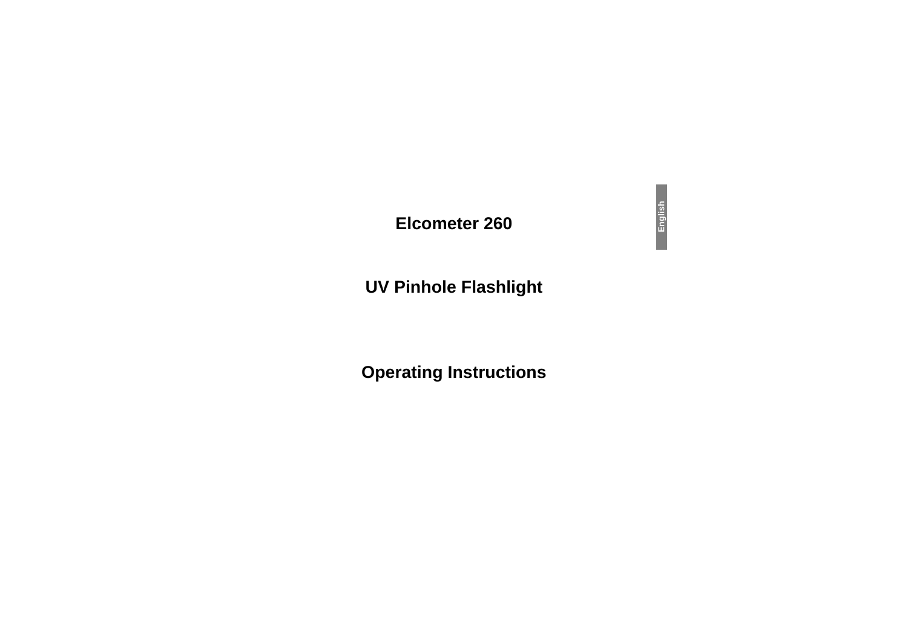# Elcometer 260

## UV Pinhole Flashlight

## Operating Instructions

English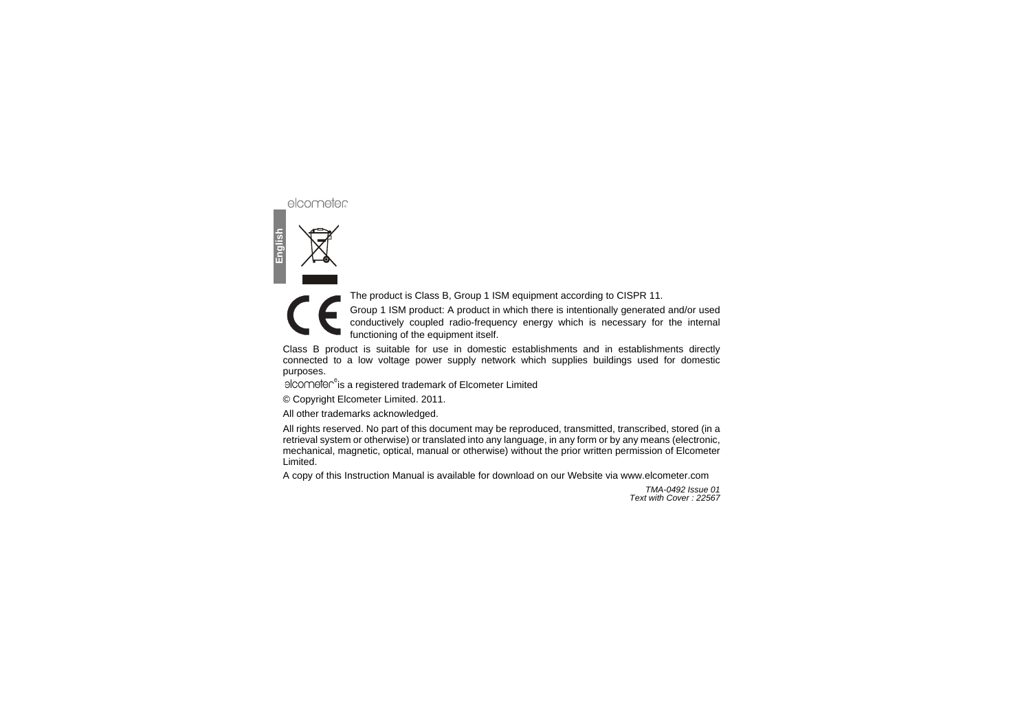The product is Class B, Group 1 ISM equipment according to CISPR 11.

Group 1 ISM product: A product in which there is intentionally generated and/or used conductively coupled radio-frequency energy which is necessary for the internal functioning of the equipment itself.

Class B product is suitable for use in domestic establishments and in establishments directly connected to a low voltage power supply network which supplies buildings used for domestic purposes.

elcometer® is a registered trademark of Elcometer Limited

© Copyright Elcometer Limited. 2011.

All other trademarks acknowledged.

All rights reserved. No part of this document may be reproduced, transmitted, transcribed, stored (in a retrieval system or otherwise) or translated into any language, in any form or by any means (electronic, mechanical, magnetic, optical, manual or otherwise) without the prior written permission of Elcometer Limited.

A copy of this Instruction Manual is available for download on our Website via www.elcometer.com

*TMA-0492 Issue 01*
*Text with Cover : 22567*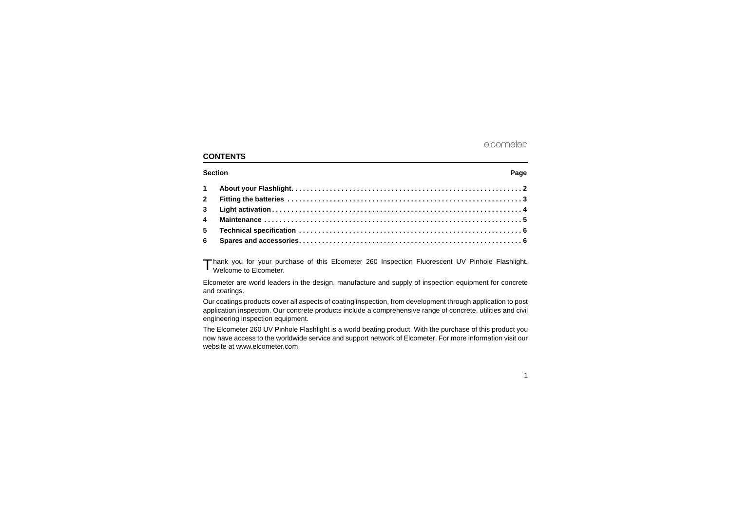## CONTENTS

| Section | | Page |
|---|---|---|
| 1 | **About your Flashlight** | 2 |
| 2 | **Fitting the batteries** | 3 |
| 3 | **Light activation** | 4 |
| 4 | **Maintenance** | 5 |
| 5 | **Technical specification** | 6 |
| 6 | **Spares and accessories** | 6 |

Thank you for your purchase of this Elcometer 260 Inspection Fluorescent UV Pinhole Flashlight. Welcome to Elcometer.

Elcometer are world leaders in the design, manufacture and supply of inspection equipment for concrete and coatings.

Our coatings products cover all aspects of coating inspection, from development through application to post application inspection. Our concrete products include a comprehensive range of concrete, utilities and civil engineering inspection equipment.

The Elcometer 260 UV Pinhole Flashlight is a world beating product. With the purchase of this product you now have access to the worldwide service and support network of Elcometer. For more information visit our website at www.elcometer.com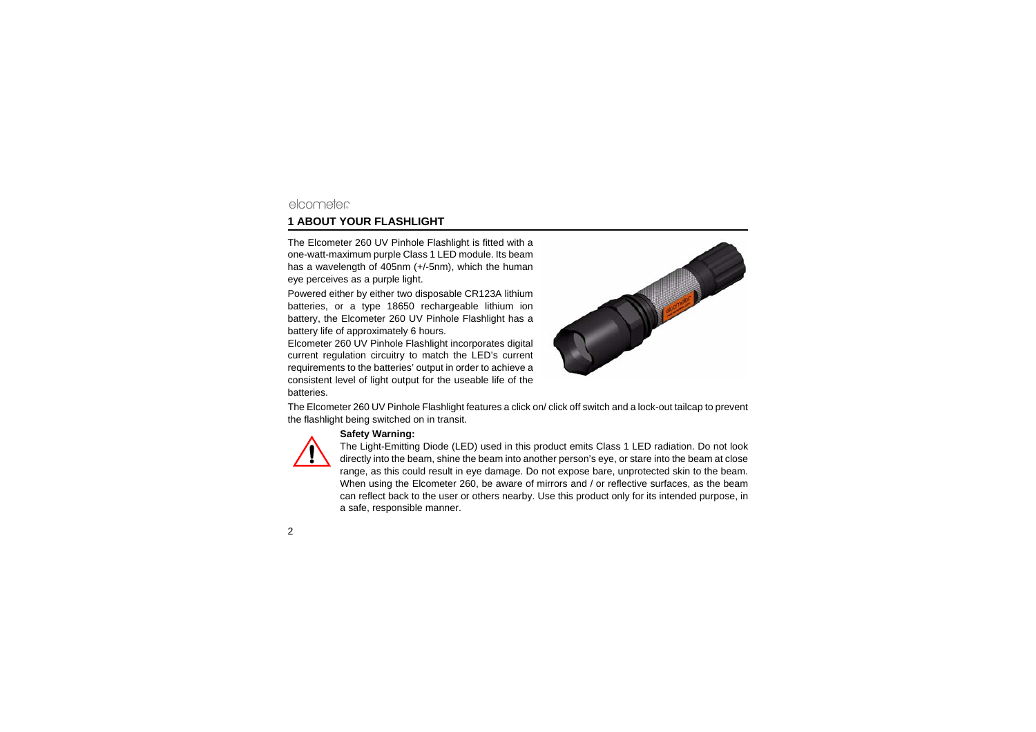## 1 ABOUT YOUR FLASHLIGHT

The Elcometer 260 UV Pinhole Flashlight is fitted with a one-watt-maximum purple Class 1 LED module. Its beam has a wavelength of 405nm (+/-5nm), which the human eye perceives as a purple light.

Powered either by either two disposable CR123A lithium batteries, or a type 18650 rechargeable lithium ion battery, the Elcometer 260 UV Pinhole Flashlight has a battery life of approximately 6 hours.

Elcometer 260 UV Pinhole Flashlight incorporates digital current regulation circuitry to match the LED's current requirements to the batteries' output in order to achieve a consistent level of light output for the useable life of the batteries.

The Elcometer 260 UV Pinhole Flashlight features a click on/ click off switch and a lock-out tailcap to prevent the flashlight being switched on in transit.

**Safety Warning:**

The Light-Emitting Diode (LED) used in this product emits Class 1 LED radiation. Do not look directly into the beam, shine the beam into another person's eye, or stare into the beam at close range, as this could result in eye damage. Do not expose bare, unprotected skin to the beam. When using the Elcometer 260, be aware of mirrors and / or reflective surfaces, as the beam can reflect back to the user or others nearby. Use this product only for its intended purpose, in a safe, responsible manner.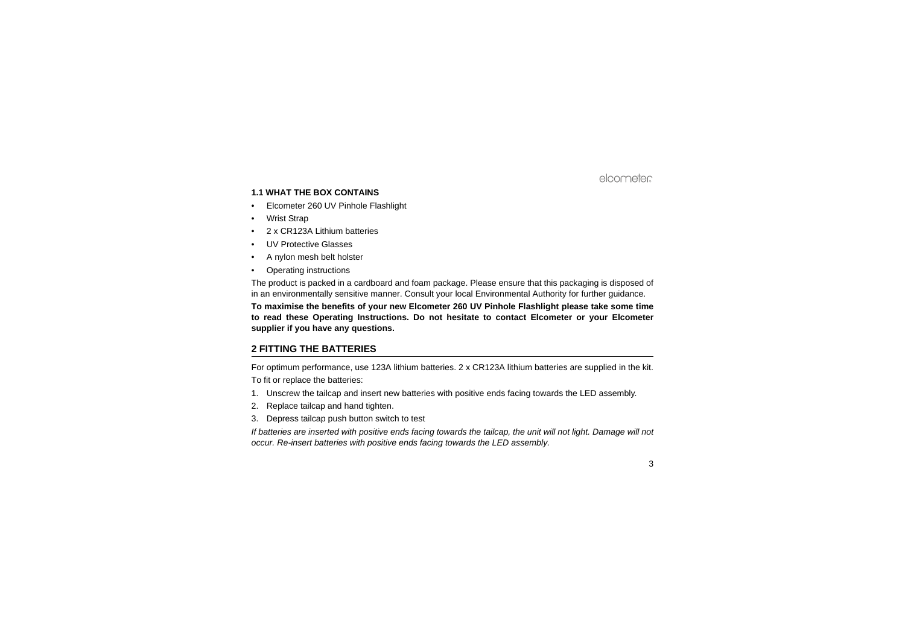### 1.1 WHAT THE BOX CONTAINS

- Elcometer 260 UV Pinhole Flashlight
- Wrist Strap
- 2 x CR123A Lithium batteries
- UV Protective Glasses
- A nylon mesh belt holster
- Operating instructions

The product is packed in a cardboard and foam package. Please ensure that this packaging is disposed of in an environmentally sensitive manner. Consult your local Environmental Authority for further guidance.

**To maximise the benefits of your new Elcometer 260 UV Pinhole Flashlight please take some time to read these Operating Instructions. Do not hesitate to contact Elcometer or your Elcometer supplier if you have any questions.**

## 2 FITTING THE BATTERIES

For optimum performance, use 123A lithium batteries. 2 x CR123A lithium batteries are supplied in the kit.

To fit or replace the batteries:

1. Unscrew the tailcap and insert new batteries with positive ends facing towards the LED assembly.
2. Replace tailcap and hand tighten.
3. Depress tailcap push button switch to test

*If batteries are inserted with positive ends facing towards the tailcap, the unit will not light. Damage will not occur. Re-insert batteries with positive ends facing towards the LED assembly.*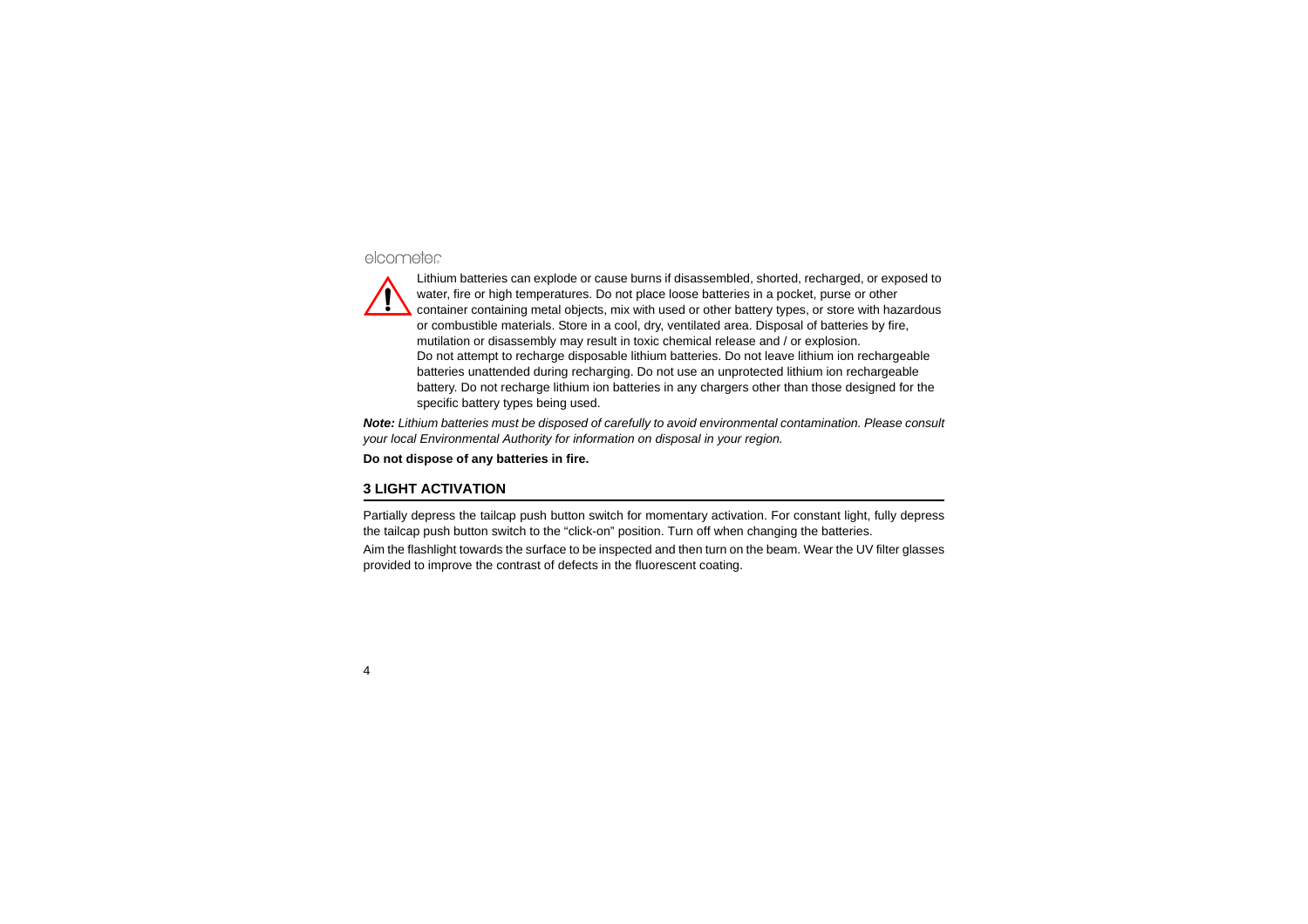Lithium batteries can explode or cause burns if disassembled, shorted, recharged, or exposed to water, fire or high temperatures. Do not place loose batteries in a pocket, purse or other container containing metal objects, mix with used or other battery types, or store with hazardous or combustible materials. Store in a cool, dry, ventilated area. Disposal of batteries by fire, mutilation or disassembly may result in toxic chemical release and / or explosion.
Do not attempt to recharge disposable lithium batteries. Do not leave lithium ion rechargeable batteries unattended during recharging. Do not use an unprotected lithium ion rechargeable battery. Do not recharge lithium ion batteries in any chargers other than those designed for the specific battery types being used.

***Note:*** *Lithium batteries must be disposed of carefully to avoid environmental contamination. Please consult your local Environmental Authority for information on disposal in your region.*

**Do not dispose of any batteries in fire.**

## 3 LIGHT ACTIVATION

Partially depress the tailcap push button switch for momentary activation. For constant light, fully depress the tailcap push button switch to the “click-on” position. Turn off when changing the batteries.

Aim the flashlight towards the surface to be inspected and then turn on the beam. Wear the UV filter glasses provided to improve the contrast of defects in the fluorescent coating.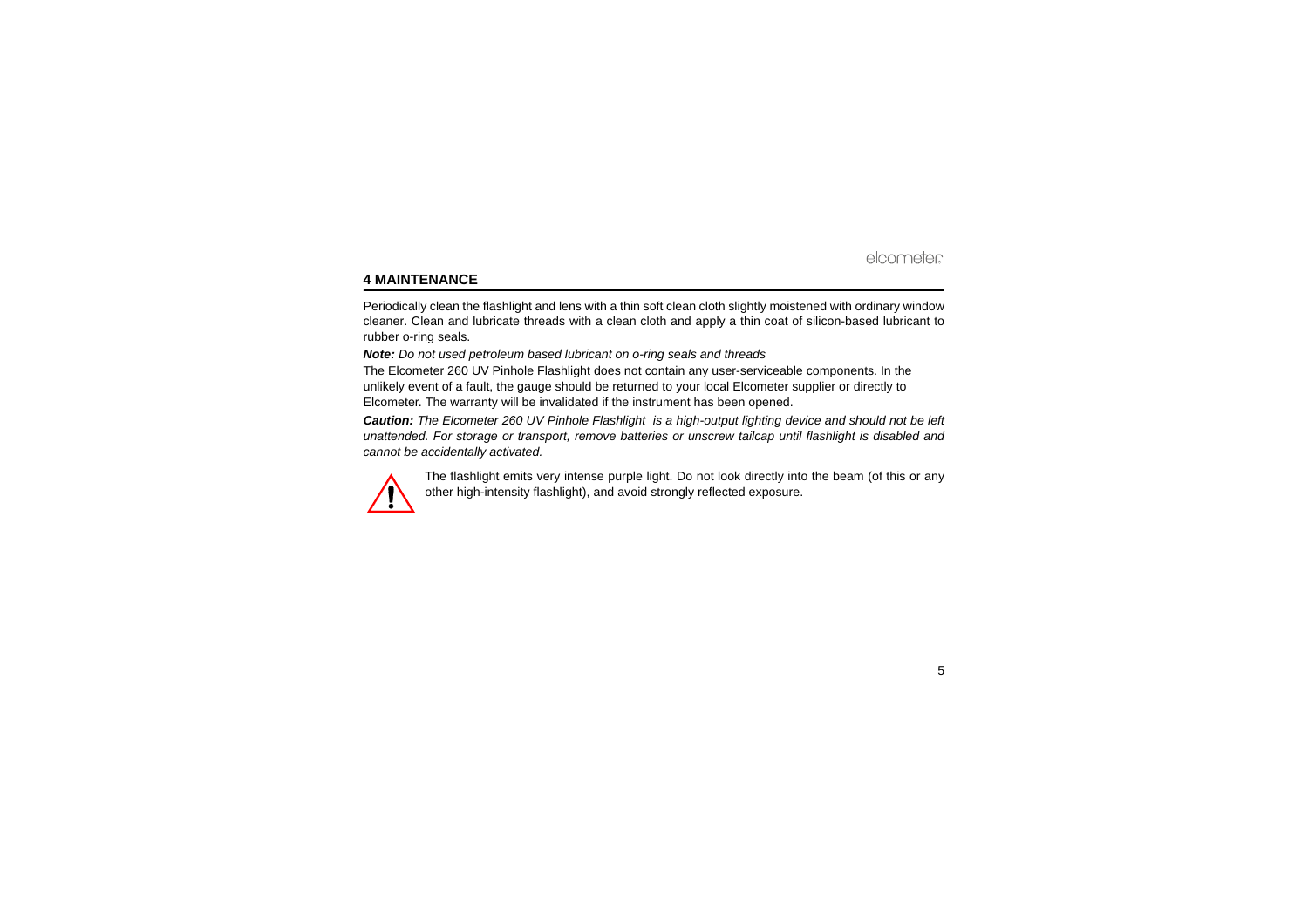## 4 MAINTENANCE

Periodically clean the flashlight and lens with a thin soft clean cloth slightly moistened with ordinary window cleaner. Clean and lubricate threads with a clean cloth and apply a thin coat of silicon-based lubricant to rubber o-ring seals.

***Note:*** *Do not used petroleum based lubricant on o-ring seals and threads*

The Elcometer 260 UV Pinhole Flashlight does not contain any user-serviceable components. In the unlikely event of a fault, the gauge should be returned to your local Elcometer supplier or directly to Elcometer. The warranty will be invalidated if the instrument has been opened.

***Caution:*** *The Elcometer 260 UV Pinhole Flashlight is a high-output lighting device and should not be left unattended. For storage or transport, remove batteries or unscrew tailcap until flashlight is disabled and cannot be accidentally activated.*

The flashlight emits very intense purple light. Do not look directly into the beam (of this or any other high-intensity flashlight), and avoid strongly reflected exposure.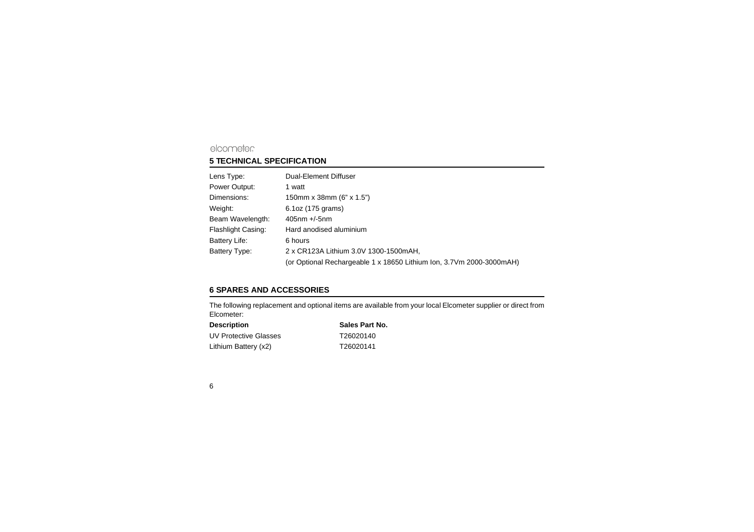## 5 TECHNICAL SPECIFICATION

| | |
|---|---|
| Lens Type: | Dual-Element Diffuser |
| Power Output: | 1 watt |
| Dimensions: | 150mm x 38mm (6" x 1.5") |
| Weight: | 6.1oz (175 grams) |
| Beam Wavelength: | 405nm +/-5nm |
| Flashlight Casing: | Hard anodised aluminium |
| Battery Life: | 6 hours |
| Battery Type: | 2 x CR123A Lithium 3.0V 1300-1500mAH, (or Optional Rechargeable 1 x 18650 Lithium Ion, 3.7Vm 2000-3000mAH) |

## 6 SPARES AND ACCESSORIES

The following replacement and optional items are available from your local Elcometer supplier or direct from Elcometer:

| Description | Sales Part No. |
|---|---|
| UV Protective Glasses | T26020140 |
| Lithium Battery (x2) | T26020141 |